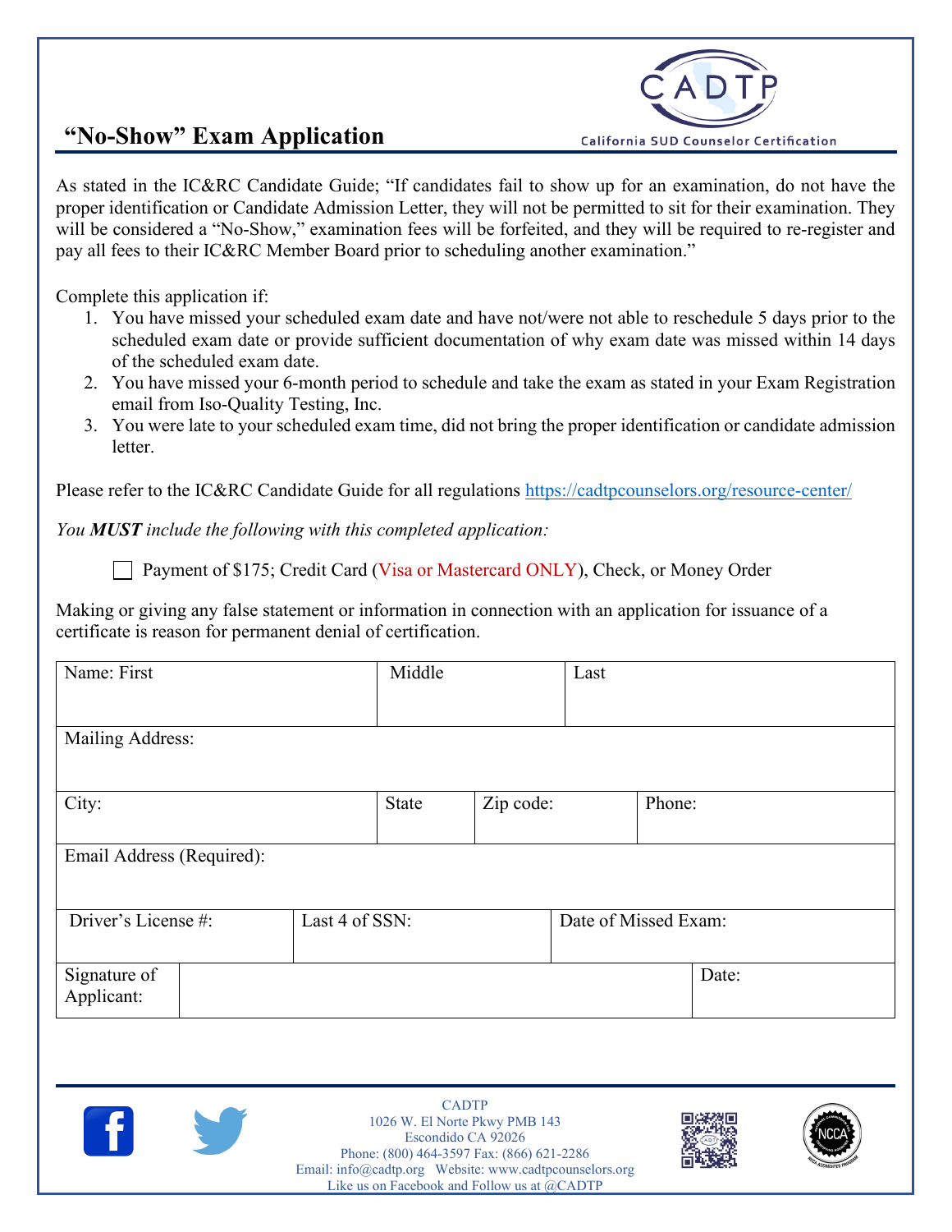# "No-Show" Exam Application

CADTP
California SUD Counselor Certification

As stated in the IC&RC Candidate Guide; "If candidates fail to show up for an examination, do not have the proper identification or Candidate Admission Letter, they will not be permitted to sit for their examination. They will be considered a "No-Show," examination fees will be forfeited, and they will be required to re-register and pay all fees to their IC&RC Member Board prior to scheduling another examination."

Complete this application if:

1. You have missed your scheduled exam date and have not/were not able to reschedule 5 days prior to the scheduled exam date or provide sufficient documentation of why exam date was missed within 14 days of the scheduled exam date.
2. You have missed your 6-month period to schedule and take the exam as stated in your Exam Registration email from Iso-Quality Testing, Inc.
3. You were late to your scheduled exam time, did not bring the proper identification or candidate admission letter.

Please refer to the IC&RC Candidate Guide for all regulations https://cadtpcounselors.org/resource-center/

*You **MUST** include the following with this completed application:*

☐ Payment of $175; Credit Card (Visa or Mastercard ONLY), Check, or Money Order

Making or giving any false statement or information in connection with an application for issuance of a certificate is reason for permanent denial of certification.

| Name: First | | Middle | | Last |
|---|---|---|---|---|
| Mailing Address: | | | | |
| City: | | State | Zip code: | Phone: |
| Email Address (Required): | | | | |
| Driver's License #: | Last 4 of SSN: | | Date of Missed Exam: | |
| Signature of Applicant: | | | | Date: |

CADTP
1026 W. El Norte Pkwy PMB 143
Escondido CA 92026
Phone: (800) 464-3597 Fax: (866) 621-2286
Email: info@cadtp.org Website: www.cadtpcounselors.org
Like us on Facebook and Follow us at @CADTP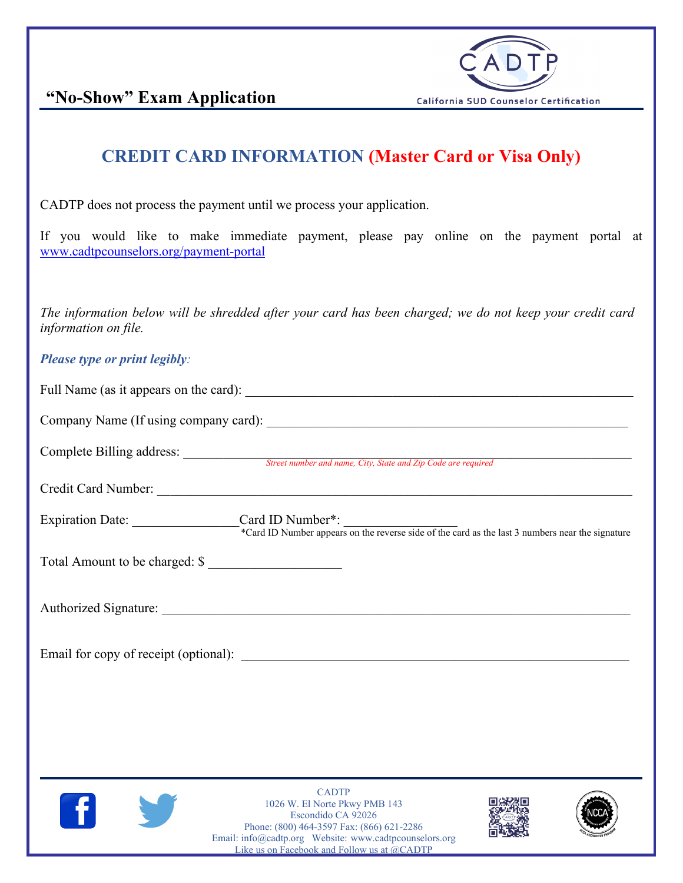## "No-Show" Exam Application

CADTP

California SUD Counselor Certification

## CREDIT CARD INFORMATION (Master Card or Visa Only)

CADTP does not process the payment until we process your application.

If you would like to make immediate payment, please pay online on the payment portal at www.cadtpcounselors.org/payment-portal

*The information below will be shredded after your card has been charged; we do not keep your credit card information on file.*

***Please type or print legibly:***

Full Name (as it appears on the card): ______________________________________________

Company Name (If using company card): ____________________________________________

Complete Billing address: ________________________________________________________
*Street number and name, City, State and Zip Code are required*

Credit Card Number: ____________________________________________________________

Expiration Date: _______________ Card ID Number*: ________________
*Card ID Number appears on the reverse side of the card as the last 3 numbers near the signature

Total Amount to be charged: $ ___________________

Authorized Signature: ___________________________________________________________

Email for copy of receipt (optional): _______________________________________________

CADTP
1026 W. El Norte Pkwy PMB 143
Escondido CA 92026
Phone: (800) 464-3597 Fax: (866) 621-2286
Email: info@cadtp.org Website: www.cadtpcounselors.org
Like us on Facebook and Follow us at @CADTP